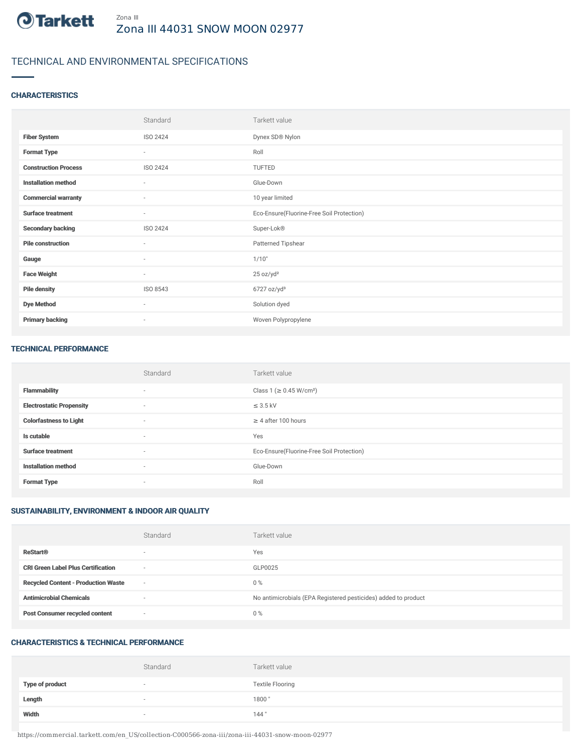Zona III

# Zona III 44031 SNOW MOON 02977

## TECHNICAL AND ENVIRONMENTAL SPECIFICATIONS

### CHARACTERISTICS

| | Standard | Tarkett value |
|---|---|---|
| **Fiber System** | ISO 2424 | Dynex SD® Nylon |
| **Format Type** | - | Roll |
| **Construction Process** | ISO 2424 | TUFTED |
| **Installation method** | - | Glue-Down |
| **Commercial warranty** | - | 10 year limited |
| **Surface treatment** | - | Eco-Ensure(Fluorine-Free Soil Protection) |
| **Secondary backing** | ISO 2424 | Super-Lok® |
| **Pile construction** | - | Patterned Tipshear |
| **Gauge** | - | 1/10" |
| **Face Weight** | - | 25 oz/yd² |
| **Pile density** | ISO 8543 | 6727 oz/yd³ |
| **Dye Method** | - | Solution dyed |
| **Primary backing** | - | Woven Polypropylene |

### TECHNICAL PERFORMANCE

| | Standard | Tarkett value |
|---|---|---|
| **Flammability** | - | Class 1 (≥ 0.45 W/cm²) |
| **Electrostatic Propensity** | - | ≤ 3.5 kV |
| **Colorfastness to Light** | - | ≥ 4 after 100 hours |
| **Is cutable** | - | Yes |
| **Surface treatment** | - | Eco-Ensure(Fluorine-Free Soil Protection) |
| **Installation method** | - | Glue-Down |
| **Format Type** | - | Roll |

### SUSTAINABILITY, ENVIRONMENT & INDOOR AIR QUALITY

| | Standard | Tarkett value |
|---|---|---|
| **ReStart®** | - | Yes |
| **CRI Green Label Plus Certification** | - | GLP0025 |
| **Recycled Content - Production Waste** | - | 0 % |
| **Antimicrobial Chemicals** | - | No antimicrobials (EPA Registered pesticides) added to product |
| **Post Consumer recycled content** | - | 0 % |

### CHARACTERISTICS & TECHNICAL PERFORMANCE

| | Standard | Tarkett value |
|---|---|---|
| **Type of product** | - | Textile Flooring |
| **Length** | - | 1800 " |
| **Width** | - | 144 " |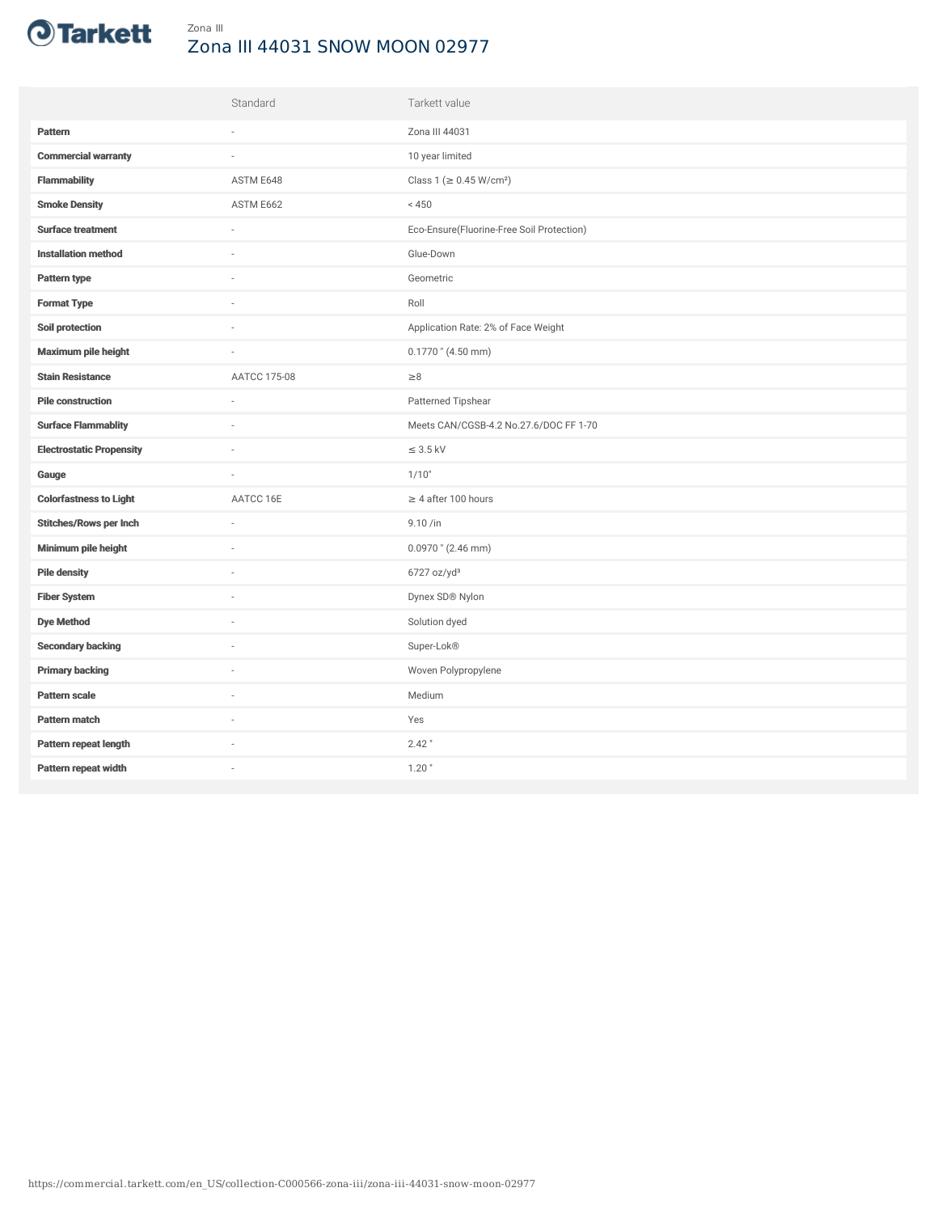Zona III

# Zona III 44031 SNOW MOON 02977

| | Standard | Tarkett value |
|---|---|---|
| **Pattern** | - | Zona III 44031 |
| **Commercial warranty** | - | 10 year limited |
| **Flammability** | ASTM E648 | Class 1 (≥ 0.45 W/cm²) |
| **Smoke Density** | ASTM E662 | < 450 |
| **Surface treatment** | - | Eco-Ensure(Fluorine-Free Soil Protection) |
| **Installation method** | - | Glue-Down |
| **Pattern type** | - | Geometric |
| **Format Type** | - | Roll |
| **Soil protection** | - | Application Rate: 2% of Face Weight |
| **Maximum pile height** | - | 0.1770 " (4.50 mm) |
| **Stain Resistance** | AATCC 175-08 | ≥8 |
| **Pile construction** | - | Patterned Tipshear |
| **Surface Flammablity** | - | Meets CAN/CGSB-4.2 No.27.6/DOC FF 1-70 |
| **Electrostatic Propensity** | - | ≤ 3.5 kV |
| **Gauge** | - | 1/10" |
| **Colorfastness to Light** | AATCC 16E | ≥ 4 after 100 hours |
| **Stitches/Rows per Inch** | - | 9.10 /in |
| **Minimum pile height** | - | 0.0970 " (2.46 mm) |
| **Pile density** | - | 6727 oz/yd³ |
| **Fiber System** | - | Dynex SD® Nylon |
| **Dye Method** | - | Solution dyed |
| **Secondary backing** | - | Super-Lok® |
| **Primary backing** | - | Woven Polypropylene |
| **Pattern scale** | - | Medium |
| **Pattern match** | - | Yes |
| **Pattern repeat length** | - | 2.42 " |
| **Pattern repeat width** | - | 1.20 " |